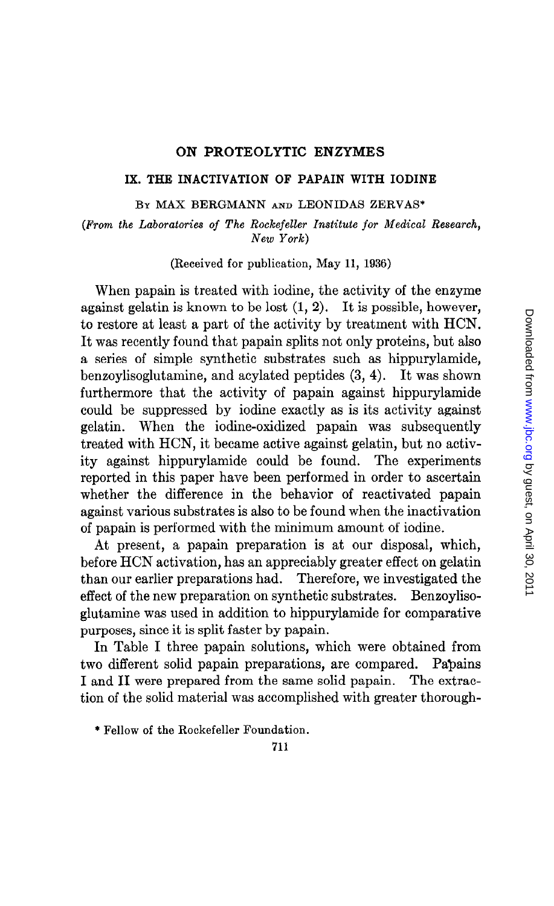# ON PROTEOLYTIC ENZYMES

## IX. THE INACTIVATION OF PAPAIN WITH IODINE

By MAX BERGMANN AND LEONIDAS ZERVAS*

*(From the Laboratories of The Rockefeller Institute for Medical Research, New York)*

(Received for publication, May 11, 1936)

When papain is treated with iodine, the activity of the enzyme against gelatin is known to be lost (1, 2). It is possible, however, to restore at least a part of the activity by treatment with HCN. It was recently found that papain splits not only proteins, but also a series of simple synthetic substrates such as hippurylamide, benzoylisoglutamine, and acylated peptides (3, 4). It was shown furthermore that the activity of papain against hippurylamide could be suppressed by iodine exactly as is its activity against gelatin. When the iodine-oxidized papain was subsequently treated with HCN, it became active against gelatin, but no activity against hippurylamide could be found. The experiments reported in this paper have been performed in order to ascertain whether the difference in the behavior of reactivated papain against various substrates is also to be found when the inactivation of papain is performed with the minimum amount of iodine.

At present, a papain preparation is at our disposal, which, before HCN activation, has an appreciably greater effect on gelatin than our earlier preparations had. Therefore, we investigated the effect of the new preparation on synthetic substrates. Benzoylisoglutamine was used in addition to hippurylamide for comparative purposes, since it is split faster by papain.

In Table I three papain solutions, which were obtained from two different solid papain preparations, are compared. Papains I and II were prepared from the same solid papain. The extraction of the solid material was accomplished with greater thorough-

\* Fellow of the Rockefeller Foundation.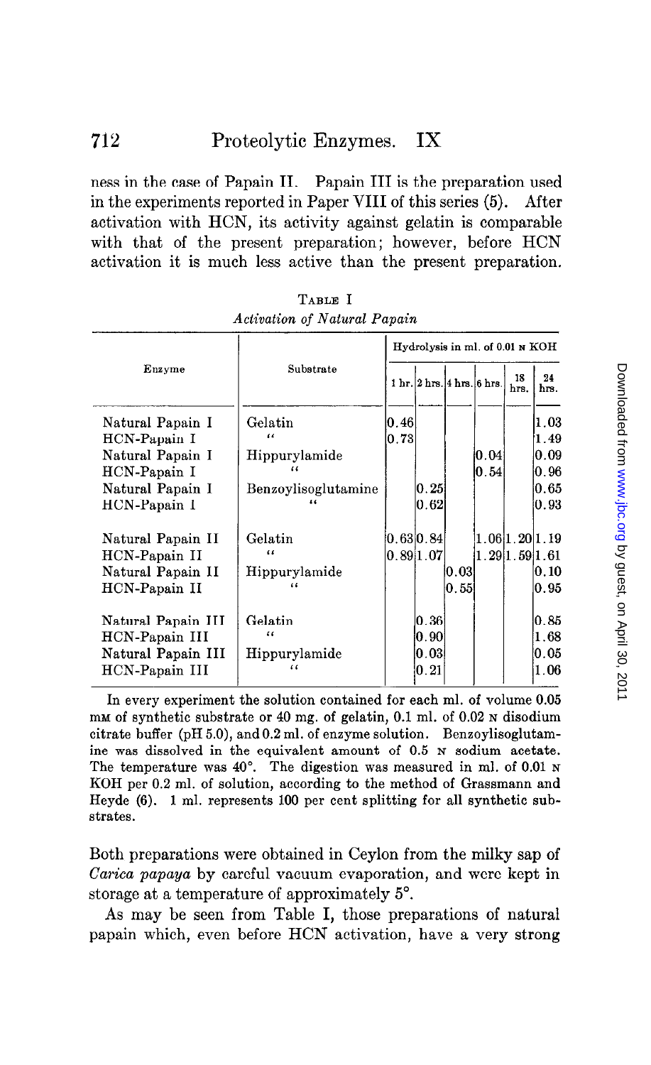ness in the case of Papain II. Papain III is the preparation used in the experiments reported in Paper VIII of this series (5). After activation with HCN, its activity against gelatin is comparable with that of the present preparation; however, before HCN activation it is much less active than the present preparation.

TABLE I
*Activation of Natural Papain*

| Enzyme | Substrate | Hydrolysis in ml. of 0.01 N KOH | | | | | |
|---|---|---|---|---|---|---|---|
| | | 1 hr. | 2 hrs. | 4 hrs. | 6 hrs. | 18 hrs. | 24 hrs. |
| Natural Papain I | Gelatin | 0.46 | | | | | 1.03 |
| HCN-Papain I | " | 0.73 | | | | | 1.49 |
| Natural Papain I | Hippurylamide | | | | 0.04 | | 0.09 |
| HCN-Papain I | " | | | | 0.54 | | 0.96 |
| Natural Papain I | Benzoylisoglutamine | | 0.25 | | | | 0.65 |
| HCN-Papain I | " | | 0.62 | | | | 0.93 |
| Natural Papain II | Gelatin | 0.63 | 0.84 | | 1.06 | 1.20 | 1.19 |
| HCN-Papain II | " | 0.89 | 1.07 | | 1.29 | 1.59 | 1.61 |
| Natural Papain II | Hippurylamide | | | 0.03 | | | 0.10 |
| HCN-Papain II | " | | | 0.55 | | | 0.95 |
| Natural Papain III | Gelatin | | 0.36 | | | | 0.85 |
| HCN-Papain III | " | | 0.90 | | | | 1.68 |
| Natural Papain III | Hippurylamide | | 0.03 | | | | 0.05 |
| HCN-Papain III | " | | 0.21 | | | | 1.06 |

In every experiment the solution contained for each ml. of volume 0.05 mM of synthetic substrate or 40 mg. of gelatin, 0.1 ml. of 0.02 N disodium citrate buffer (pH 5.0), and 0.2 ml. of enzyme solution. Benzoylisoglutamine was dissolved in the equivalent amount of 0.5 N sodium acetate. The temperature was 40°. The digestion was measured in ml. of 0.01 N KOH per 0.2 ml. of solution, according to the method of Grassmann and Heyde (6). 1 ml. represents 100 per cent splitting for all synthetic substrates.

Both preparations were obtained in Ceylon from the milky sap of *Carica papaya* by careful vacuum evaporation, and were kept in storage at a temperature of approximately 5°.

As may be seen from Table I, those preparations of natural papain which, even before HCN activation, have a very strong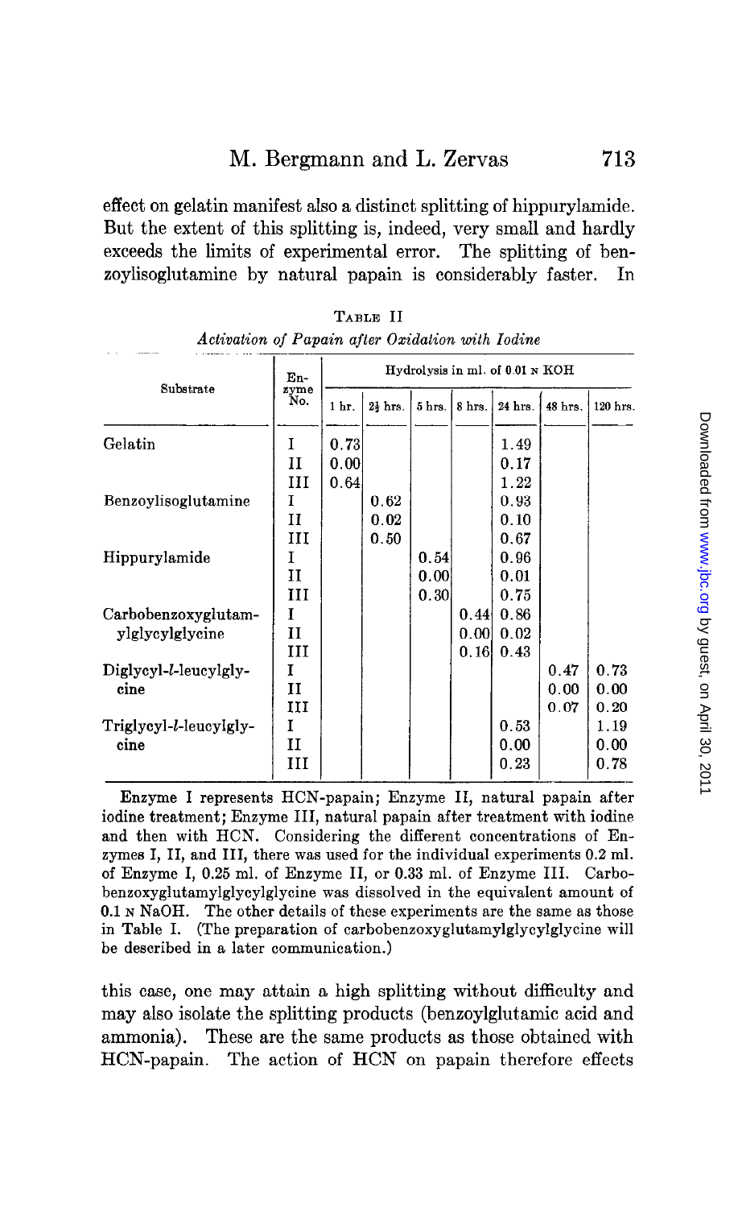effect on gelatin manifest also a distinct splitting of hippurylamide. But the extent of this splitting is, indeed, very small and hardly exceeds the limits of experimental error. The splitting of benzoylisoglutamine by natural papain is considerably faster. In this case, one may attain a high splitting without difficulty and may also isolate the splitting products (benzoylglutamic acid and ammonia). These are the same products as those obtained with HCN-papain. The action of HCN on papain therefore effects

TABLE II

*Activation of Papain after Oxidation with Iodine*

| Substrate | Enzyme No. | Hydrolysis in ml. of 0.01 N KOH | | | | | | |
|---|---|---|---|---|---|---|---|---|
| | | 1 hr. | 2½ hrs. | 5 hrs. | 8 hrs. | 24 hrs. | 48 hrs. | 120 hrs. |
| Gelatin | I | 0.73 | | | | 1.49 | | |
| | II | 0.00 | | | | 0.17 | | |
| | III | 0.64 | | | | 1.22 | | |
| Benzoylisoglutamine | I | | 0.62 | | | 0.93 | | |
| | II | | 0.02 | | | 0.10 | | |
| | III | | 0.50 | | | 0.67 | | |
| Hippurylamide | I | | | 0.54 | | 0.96 | | |
| | II | | | 0.00 | | 0.01 | | |
| | III | | | 0.30 | | 0.75 | | |
| Carbobenzoxyglutamylglycylglycine | I | | | | 0.44 | 0.86 | | |
| | II | | | | 0.00 | 0.02 | | |
| | III | | | | 0.16 | 0.43 | | |
| Diglycyl-*l*-leucylglycine | I | | | | | | 0.47 | 0.73 |
| | II | | | | | | 0.00 | 0.00 |
| | III | | | | | | 0.07 | 0.20 |
| Triglycyl-*l*-leucylglycine | I | | | | | 0.53 | | 1.19 |
| | II | | | | | 0.00 | | 0.00 |
| | III | | | | | 0.23 | | 0.78 |

Enzyme I represents HCN-papain; Enzyme II, natural papain after iodine treatment; Enzyme III, natural papain after treatment with iodine and then with HCN. Considering the different concentrations of Enzymes I, II, and III, there was used for the individual experiments 0.2 ml. of Enzyme I, 0.25 ml. of Enzyme II, or 0.33 ml. of Enzyme III. Carbobenzoxyglutamylglycylglycine was dissolved in the equivalent amount of 0.1 N NaOH. The other details of these experiments are the same as those in Table I. (The preparation of carbobenzoxyglutamylglycylglycine will be described in a later communication.)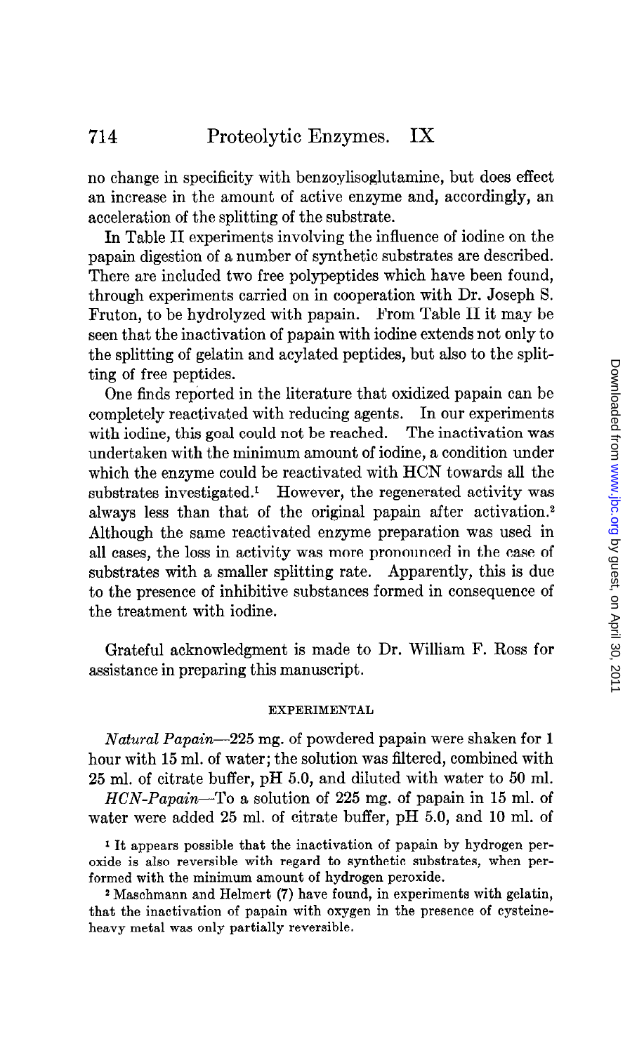no change in specificity with benzoylisoglutamine, but does effect an increase in the amount of active enzyme and, accordingly, an acceleration of the splitting of the substrate.

In Table II experiments involving the influence of iodine on the papain digestion of a number of synthetic substrates are described. There are included two free polypeptides which have been found, through experiments carried on in cooperation with Dr. Joseph S. Fruton, to be hydrolyzed with papain. From Table II it may be seen that the inactivation of papain with iodine extends not only to the splitting of gelatin and acylated peptides, but also to the splitting of free peptides.

One finds reported in the literature that oxidized papain can be completely reactivated with reducing agents. In our experiments with iodine, this goal could not be reached. The inactivation was undertaken with the minimum amount of iodine, a condition under which the enzyme could be reactivated with HCN towards all the substrates investigated.[1] However, the regenerated activity was always less than that of the original papain after activation.[2] Although the same reactivated enzyme preparation was used in all cases, the loss in activity was more pronounced in the case of substrates with a smaller splitting rate. Apparently, this is due to the presence of inhibitive substances formed in consequence of the treatment with iodine.

Grateful acknowledgment is made to Dr. William F. Ross for assistance in preparing this manuscript.

## EXPERIMENTAL

*Natural Papain*—225 mg. of powdered papain were shaken for 1 hour with 15 ml. of water; the solution was filtered, combined with 25 ml. of citrate buffer, pH 5.0, and diluted with water to 50 ml.

*HCN-Papain*—To a solution of 225 mg. of papain in 15 ml. of water were added 25 ml. of citrate buffer, pH 5.0, and 10 ml. of

[1] It appears possible that the inactivation of papain by hydrogen peroxide is also reversible with regard to synthetic substrates, when performed with the minimum amount of hydrogen peroxide.

[2] Maschmann and Helmert (7) have found, in experiments with gelatin, that the inactivation of papain with oxygen in the presence of cysteine-heavy metal was only partially reversible.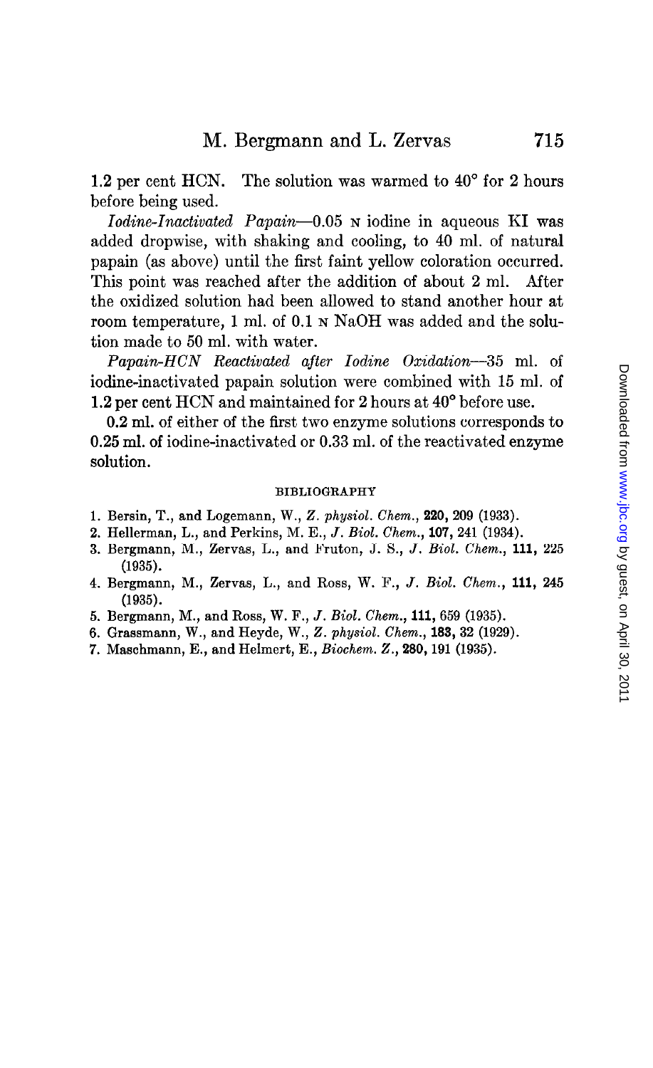1.2 per cent HCN. The solution was warmed to 40° for 2 hours before being used.

*Iodine-Inactivated Papain*—0.05 N iodine in aqueous KI was added dropwise, with shaking and cooling, to 40 ml. of natural papain (as above) until the first faint yellow coloration occurred. This point was reached after the addition of about 2 ml. After the oxidized solution had been allowed to stand another hour at room temperature, 1 ml. of 0.1 N NaOH was added and the solution made to 50 ml. with water.

*Papain-HCN Reactivated after Iodine Oxidation*—35 ml. of iodine-inactivated papain solution were combined with 15 ml. of 1.2 per cent HCN and maintained for 2 hours at 40° before use.

0.2 ml. of either of the first two enzyme solutions corresponds to 0.25 ml. of iodine-inactivated or 0.33 ml. of the reactivated enzyme solution.

## BIBLIOGRAPHY

1. Bersin, T., and Logemann, W., *Z. physiol. Chem.*, **220**, 209 (1933).
2. Hellerman, L., and Perkins, M. E., *J. Biol. Chem.*, **107**, 241 (1934).
3. Bergmann, M., Zervas, L., and Fruton, J. S., *J. Biol. Chem.*, **111**, 225 (1935).
4. Bergmann, M., Zervas, L., and Ross, W. F., *J. Biol. Chem.*, **111**, 245 (1935).
5. Bergmann, M., and Ross, W. F., *J. Biol. Chem.*, **111**, 659 (1935).
6. Grassmann, W., and Heyde, W., *Z. physiol. Chem.*, **183**, 32 (1929).
7. Maschmann, E., and Helmert, E., *Biochem. Z.*, **280**, 191 (1935).